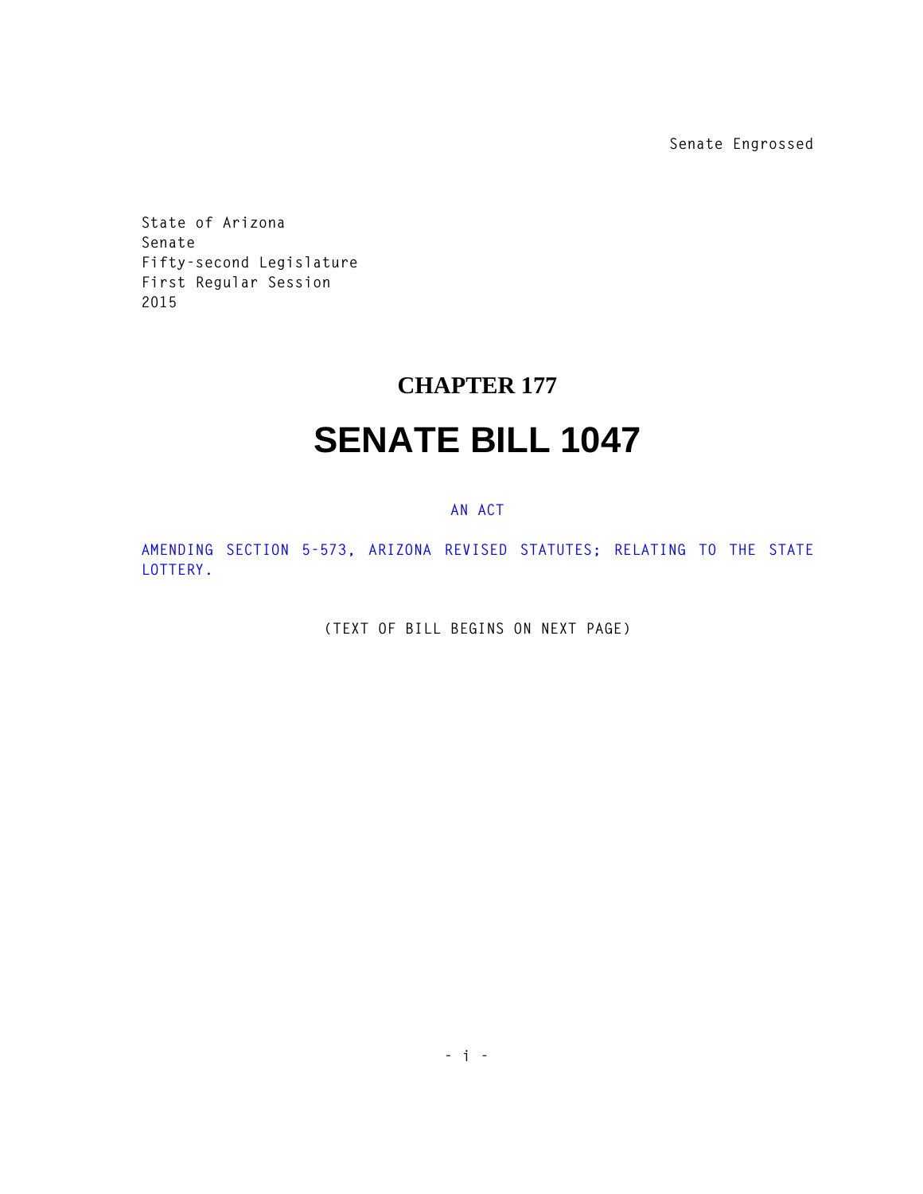Senate Engrossed

State of Arizona
Senate
Fifty-second Legislature
First Regular Session
2015

# CHAPTER 177

# SENATE BILL 1047

AN ACT

AMENDING SECTION 5-573, ARIZONA REVISED STATUTES; RELATING TO THE STATE LOTTERY.

(TEXT OF BILL BEGINS ON NEXT PAGE)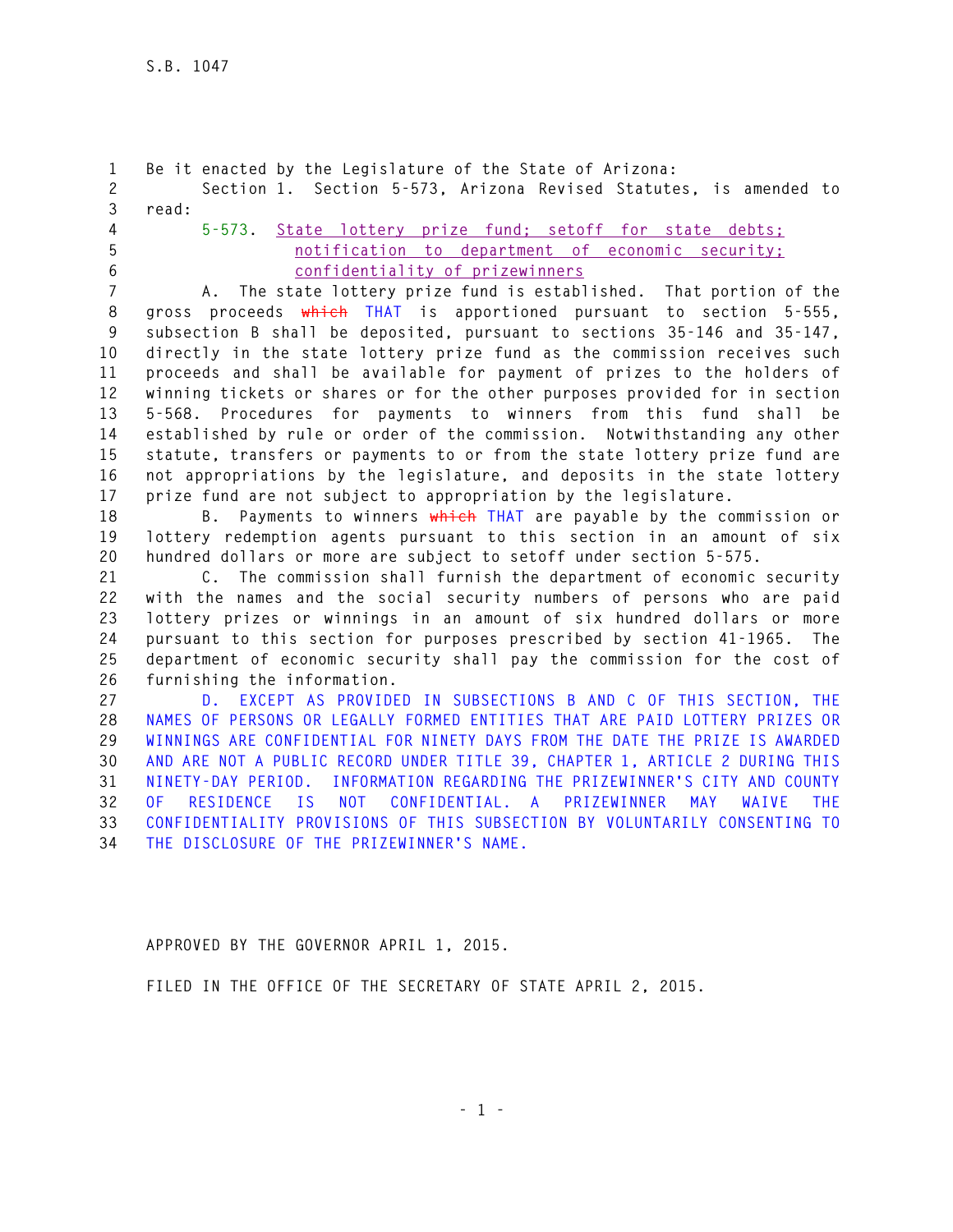S.B. 1047

Be it enacted by the Legislature of the State of Arizona:

Section 1. Section 5-573, Arizona Revised Statutes, is amended to read:

5-573. State lottery prize fund; setoff for state debts; notification to department of economic security; confidentiality of prizewinners

A. The state lottery prize fund is established. That portion of the gross proceeds ~~which~~ THAT is apportioned pursuant to section 5-555, subsection B shall be deposited, pursuant to sections 35-146 and 35-147, directly in the state lottery prize fund as the commission receives such proceeds and shall be available for payment of prizes to the holders of winning tickets or shares or for the other purposes provided for in section 5-568. Procedures for payments to winners from this fund shall be established by rule or order of the commission. Notwithstanding any other statute, transfers or payments to or from the state lottery prize fund are not appropriations by the legislature, and deposits in the state lottery prize fund are not subject to appropriation by the legislature.

B. Payments to winners ~~which~~ THAT are payable by the commission or lottery redemption agents pursuant to this section in an amount of six hundred dollars or more are subject to setoff under section 5-575.

C. The commission shall furnish the department of economic security with the names and the social security numbers of persons who are paid lottery prizes or winnings in an amount of six hundred dollars or more pursuant to this section for purposes prescribed by section 41-1965. The department of economic security shall pay the commission for the cost of furnishing the information.

D. EXCEPT AS PROVIDED IN SUBSECTIONS B AND C OF THIS SECTION, THE NAMES OF PERSONS OR LEGALLY FORMED ENTITIES THAT ARE PAID LOTTERY PRIZES OR WINNINGS ARE CONFIDENTIAL FOR NINETY DAYS FROM THE DATE THE PRIZE IS AWARDED AND ARE NOT A PUBLIC RECORD UNDER TITLE 39, CHAPTER 1, ARTICLE 2 DURING THIS NINETY-DAY PERIOD. INFORMATION REGARDING THE PRIZEWINNER'S CITY AND COUNTY OF RESIDENCE IS NOT CONFIDENTIAL. A PRIZEWINNER MAY WAIVE THE CONFIDENTIALITY PROVISIONS OF THIS SUBSECTION BY VOLUNTARILY CONSENTING TO THE DISCLOSURE OF THE PRIZEWINNER'S NAME.

APPROVED BY THE GOVERNOR APRIL 1, 2015.

FILED IN THE OFFICE OF THE SECRETARY OF STATE APRIL 2, 2015.